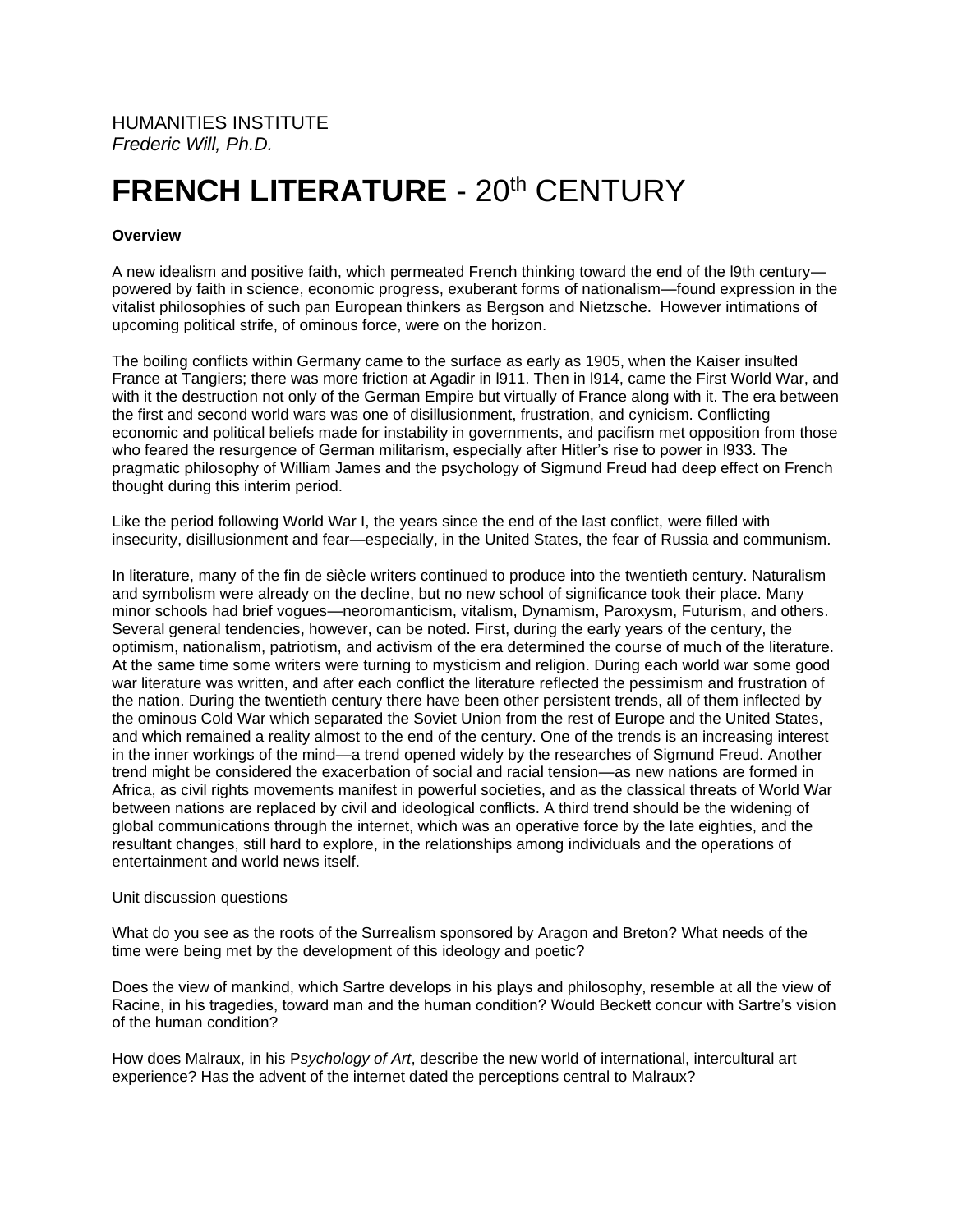HUMANITIES INSTITUTE
*Frederic Will, Ph.D.*

# FRENCH LITERATURE - 20th CENTURY

**Overview**

A new idealism and positive faith, which permeated French thinking toward the end of the l9th century—powered by faith in science, economic progress, exuberant forms of nationalism—found expression in the vitalist philosophies of such pan European thinkers as Bergson and Nietzsche. However intimations of upcoming political strife, of ominous force, were on the horizon.

The boiling conflicts within Germany came to the surface as early as 1905, when the Kaiser insulted France at Tangiers; there was more friction at Agadir in l911. Then in l914, came the First World War, and with it the destruction not only of the German Empire but virtually of France along with it. The era between the first and second world wars was one of disillusionment, frustration, and cynicism. Conflicting economic and political beliefs made for instability in governments, and pacifism met opposition from those who feared the resurgence of German militarism, especially after Hitler's rise to power in l933. The pragmatic philosophy of William James and the psychology of Sigmund Freud had deep effect on French thought during this interim period.

Like the period following World War I, the years since the end of the last conflict, were filled with insecurity, disillusionment and fear—especially, in the United States, the fear of Russia and communism.

In literature, many of the fin de siècle writers continued to produce into the twentieth century. Naturalism and symbolism were already on the decline, but no new school of significance took their place. Many minor schools had brief vogues—neoromanticism, vitalism, Dynamism, Paroxysm, Futurism, and others. Several general tendencies, however, can be noted. First, during the early years of the century, the optimism, nationalism, patriotism, and activism of the era determined the course of much of the literature. At the same time some writers were turning to mysticism and religion. During each world war some good war literature was written, and after each conflict the literature reflected the pessimism and frustration of the nation. During the twentieth century there have been other persistent trends, all of them inflected by the ominous Cold War which separated the Soviet Union from the rest of Europe and the United States, and which remained a reality almost to the end of the century. One of the trends is an increasing interest in the inner workings of the mind—a trend opened widely by the researches of Sigmund Freud. Another trend might be considered the exacerbation of social and racial tension—as new nations are formed in Africa, as civil rights movements manifest in powerful societies, and as the classical threats of World War between nations are replaced by civil and ideological conflicts. A third trend should be the widening of global communications through the internet, which was an operative force by the late eighties, and the resultant changes, still hard to explore, in the relationships among individuals and the operations of entertainment and world news itself.

Unit discussion questions

What do you see as the roots of the Surrealism sponsored by Aragon and Breton? What needs of the time were being met by the development of this ideology and poetic?

Does the view of mankind, which Sartre develops in his plays and philosophy, resemble at all the view of Racine, in his tragedies, toward man and the human condition? Would Beckett concur with Sartre's vision of the human condition?

How does Malraux, in his P*sychology of Art*, describe the new world of international, intercultural art experience? Has the advent of the internet dated the perceptions central to Malraux?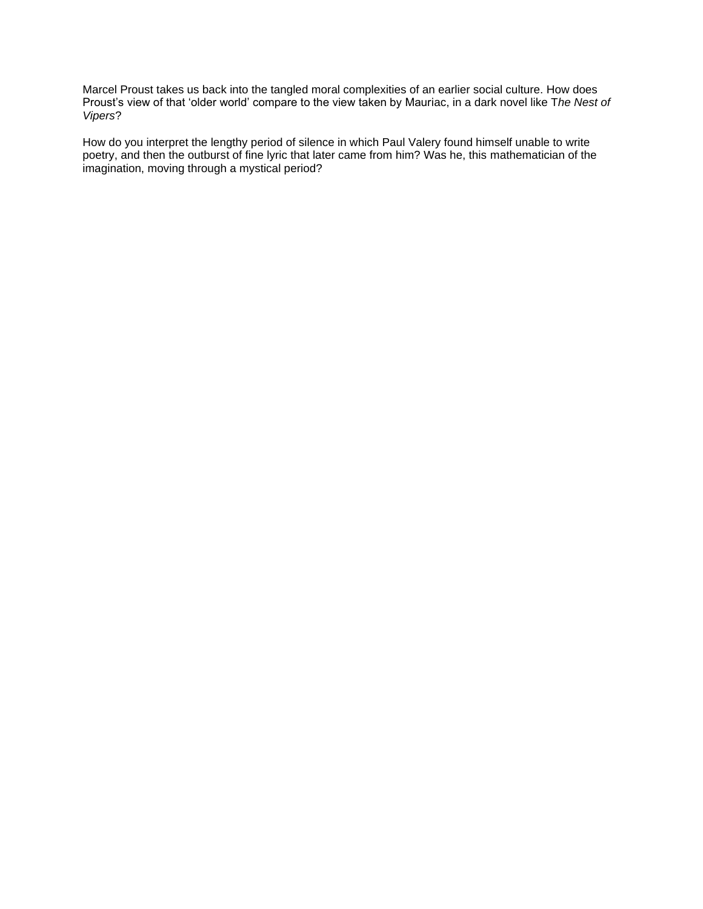Marcel Proust takes us back into the tangled moral complexities of an earlier social culture. How does Proust's view of that 'older world' compare to the view taken by Mauriac, in a dark novel like T*he Nest of Vipers*?

How do you interpret the lengthy period of silence in which Paul Valery found himself unable to write poetry, and then the outburst of fine lyric that later came from him? Was he, this mathematician of the imagination, moving through a mystical period?